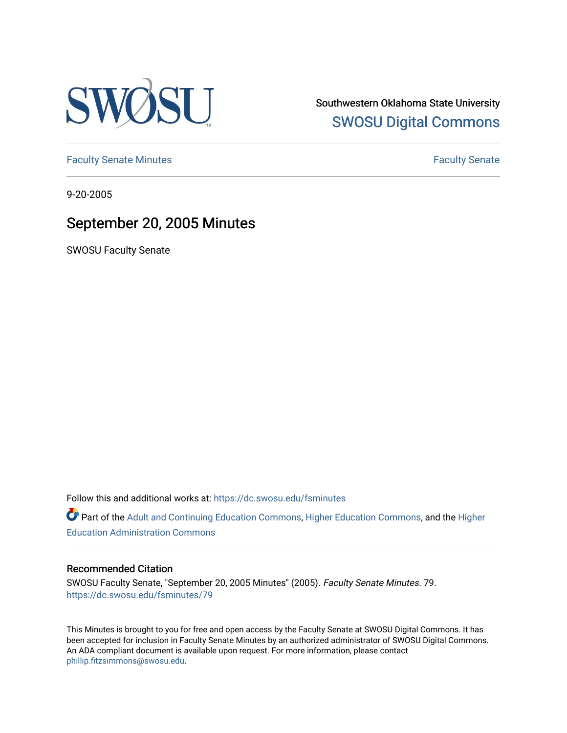Southwestern Oklahoma State University

SWOSU Digital Commons

Faculty Senate Minutes

Faculty Senate

9-20-2005

# September 20, 2005 Minutes

SWOSU Faculty Senate

Follow this and additional works at: https://dc.swosu.edu/fsminutes

Part of the Adult and Continuing Education Commons, Higher Education Commons, and the Higher Education Administration Commons

## Recommended Citation

SWOSU Faculty Senate, "September 20, 2005 Minutes" (2005). *Faculty Senate Minutes*. 79.
https://dc.swosu.edu/fsminutes/79

This Minutes is brought to you for free and open access by the Faculty Senate at SWOSU Digital Commons. It has been accepted for inclusion in Faculty Senate Minutes by an authorized administrator of SWOSU Digital Commons. An ADA compliant document is available upon request. For more information, please contact phillip.fitzsimmons@swosu.edu.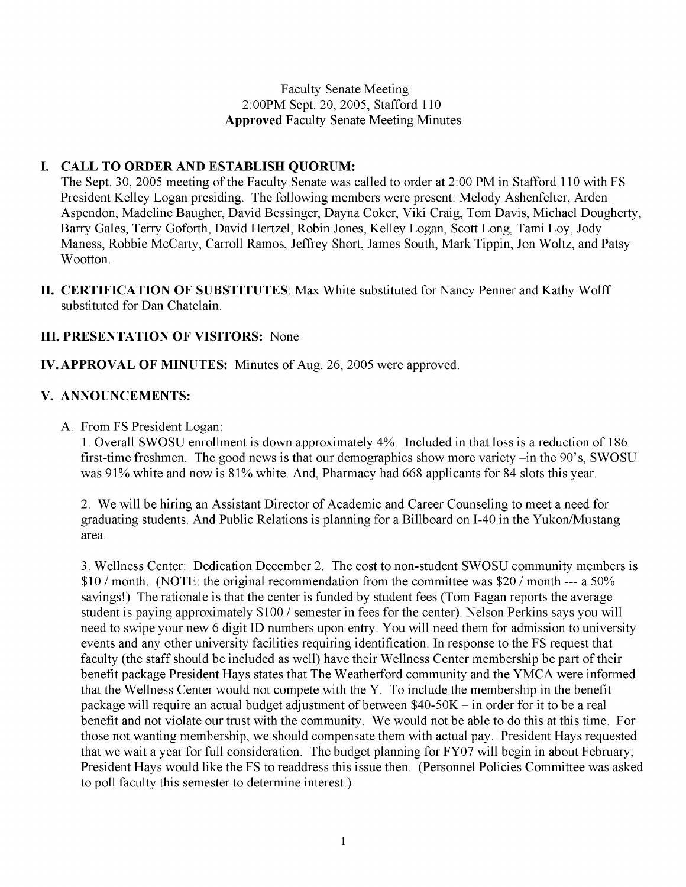Faculty Senate Meeting
2:00PM Sept. 20, 2005, Stafford 110
**Approved** Faculty Senate Meeting Minutes

## I. CALL TO ORDER AND ESTABLISH QUORUM:

The Sept. 30, 2005 meeting of the Faculty Senate was called to order at 2:00 PM in Stafford 110 with FS President Kelley Logan presiding. The following members were present: Melody Ashenfelter, Arden Aspendon, Madeline Baugher, David Bessinger, Dayna Coker, Viki Craig, Tom Davis, Michael Dougherty, Barry Gales, Terry Goforth, David Hertzel, Robin Jones, Kelley Logan, Scott Long, Tami Loy, Jody Maness, Robbie McCarty, Carroll Ramos, Jeffrey Short, James South, Mark Tippin, Jon Woltz, and Patsy Wootton.

## II. CERTIFICATION OF SUBSTITUTES:

Max White substituted for Nancy Penner and Kathy Wolff substituted for Dan Chatelain.

## III. PRESENTATION OF VISITORS:

None

## IV. APPROVAL OF MINUTES:

Minutes of Aug. 26, 2005 were approved.

## V. ANNOUNCEMENTS:

A. From FS President Logan:

1. Overall SWOSU enrollment is down approximately 4%. Included in that loss is a reduction of 186 first-time freshmen. The good news is that our demographics show more variety –in the 90's, SWOSU was 91% white and now is 81% white. And, Pharmacy had 668 applicants for 84 slots this year.

2. We will be hiring an Assistant Director of Academic and Career Counseling to meet a need for graduating students. And Public Relations is planning for a Billboard on I-40 in the Yukon/Mustang area.

3. Wellness Center: Dedication December 2. The cost to non-student SWOSU community members is $10 / month. (NOTE: the original recommendation from the committee was $20 / month --- a 50% savings!) The rationale is that the center is funded by student fees (Tom Fagan reports the average student is paying approximately $100 / semester in fees for the center). Nelson Perkins says you will need to swipe your new 6 digit ID numbers upon entry. You will need them for admission to university events and any other university facilities requiring identification. In response to the FS request that faculty (the staff should be included as well) have their Wellness Center membership be part of their benefit package President Hays states that The Weatherford community and the YMCA were informed that the Wellness Center would not compete with the Y. To include the membership in the benefit package will require an actual budget adjustment of between $40-50K – in order for it to be a real benefit and not violate our trust with the community. We would not be able to do this at this time. For those not wanting membership, we should compensate them with actual pay. President Hays requested that we wait a year for full consideration. The budget planning for FY07 will begin in about February; President Hays would like the FS to readdress this issue then. (Personnel Policies Committee was asked to poll faculty this semester to determine interest.)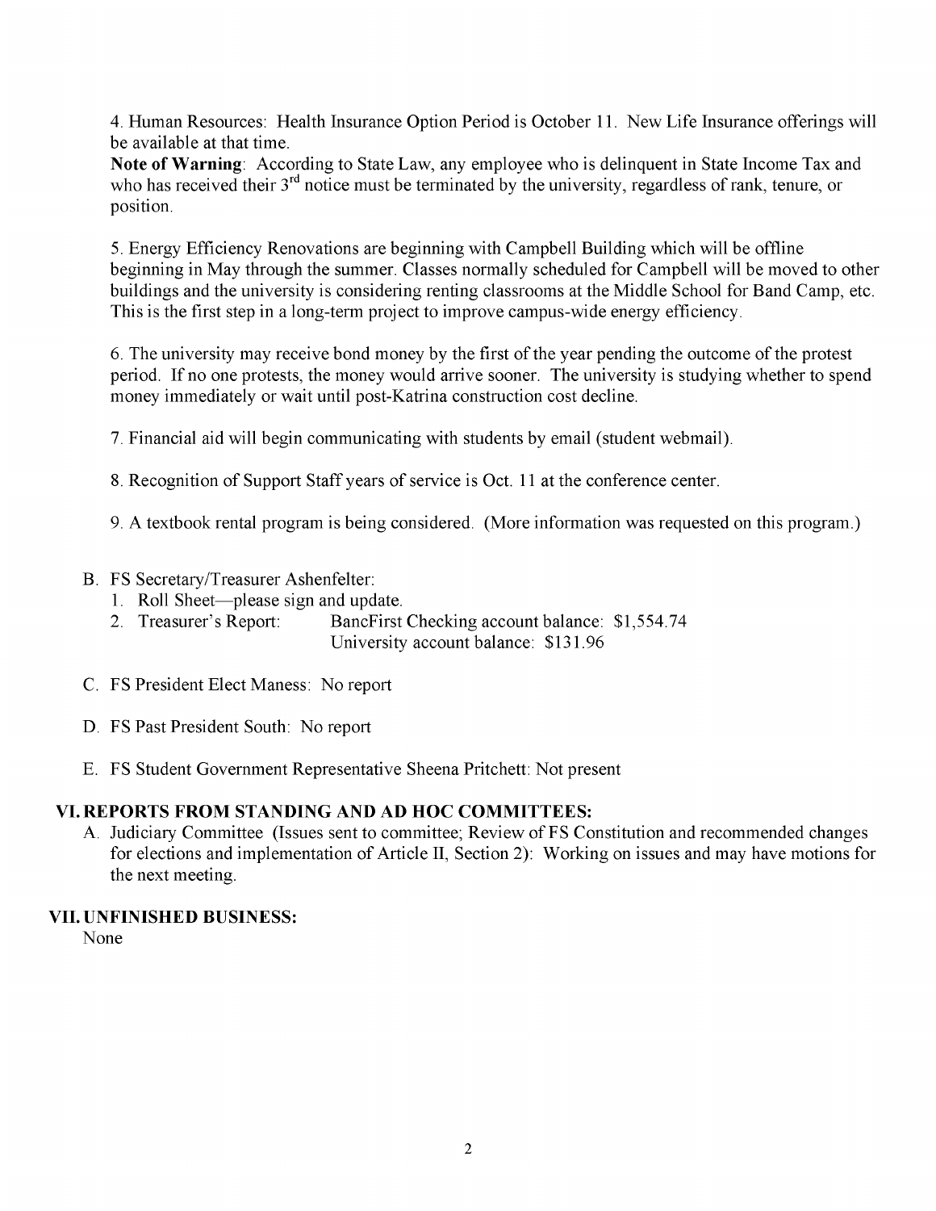4. Human Resources: Health Insurance Option Period is October 11. New Life Insurance offerings will be available at that time.
**Note of Warning**: According to State Law, any employee who is delinquent in State Income Tax and who has received their 3rd notice must be terminated by the university, regardless of rank, tenure, or position.

5. Energy Efficiency Renovations are beginning with Campbell Building which will be offline beginning in May through the summer. Classes normally scheduled for Campbell will be moved to other buildings and the university is considering renting classrooms at the Middle School for Band Camp, etc. This is the first step in a long-term project to improve campus-wide energy efficiency.

6. The university may receive bond money by the first of the year pending the outcome of the protest period. If no one protests, the money would arrive sooner. The university is studying whether to spend money immediately or wait until post-Katrina construction cost decline.

7. Financial aid will begin communicating with students by email (student webmail).

8. Recognition of Support Staff years of service is Oct. 11 at the conference center.

9. A textbook rental program is being considered. (More information was requested on this program.)

B. FS Secretary/Treasurer Ashenfelter:
   1. Roll Sheet—please sign and update.
   2. Treasurer's Report: BancFirst Checking account balance: $1,554.74
      University account balance: $131.96

C. FS President Elect Maness: No report

D. FS Past President South: No report

E. FS Student Government Representative Sheena Pritchett: Not present

## VI. REPORTS FROM STANDING AND AD HOC COMMITTEES:

A. Judiciary Committee (Issues sent to committee; Review of FS Constitution and recommended changes for elections and implementation of Article II, Section 2): Working on issues and may have motions for the next meeting.

## VII. UNFINISHED BUSINESS:

None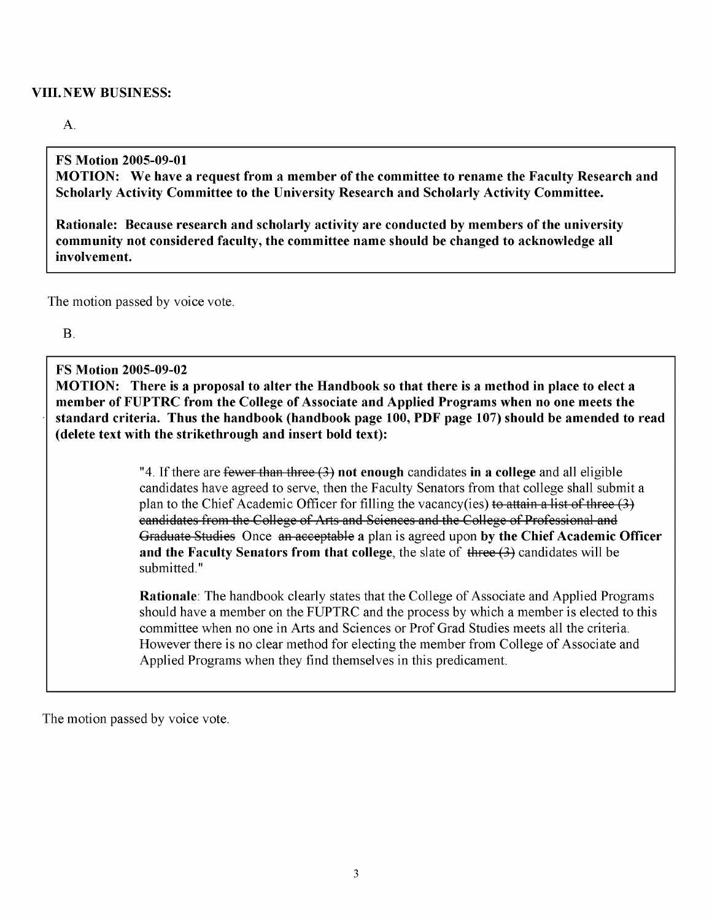## VIII. NEW BUSINESS:

A.

> **FS Motion 2005-09-01**
> **MOTION: We have a request from a member of the committee to rename the Faculty Research and Scholarly Activity Committee to the University Research and Scholarly Activity Committee.**
>
> **Rationale: Because research and scholarly activity are conducted by members of the university community not considered faculty, the committee name should be changed to acknowledge all involvement.**

The motion passed by voice vote.

B.

> **FS Motion 2005-09-02**
> **MOTION: There is a proposal to alter the Handbook so that there is a method in place to elect a member of FUPTRC from the College of Associate and Applied Programs when no one meets the standard criteria. Thus the handbook (handbook page 100, PDF page 107) should be amended to read (delete text with the strikethrough and insert bold text):**
>
> "4. If there are ~~fewer than three (3)~~ **not enough** candidates **in a college** and all eligible candidates have agreed to serve, then the Faculty Senators from that college shall submit a plan to the Chief Academic Officer for filling the vacancy(ies) ~~to attain a list of three (3) candidates from the College of Arts and Sciences and the College of Professional and Graduate Studies~~ Once ~~an acceptable~~ **a** plan is agreed upon **by the Chief Academic Officer and the Faculty Senators from that college**, the slate of ~~three (3)~~ candidates will be submitted."
>
> **Rationale**: The handbook clearly states that the College of Associate and Applied Programs should have a member on the FUPTRC and the process by which a member is elected to this committee when no one in Arts and Sciences or Prof Grad Studies meets all the criteria. However there is no clear method for electing the member from College of Associate and Applied Programs when they find themselves in this predicament.

The motion passed by voice vote.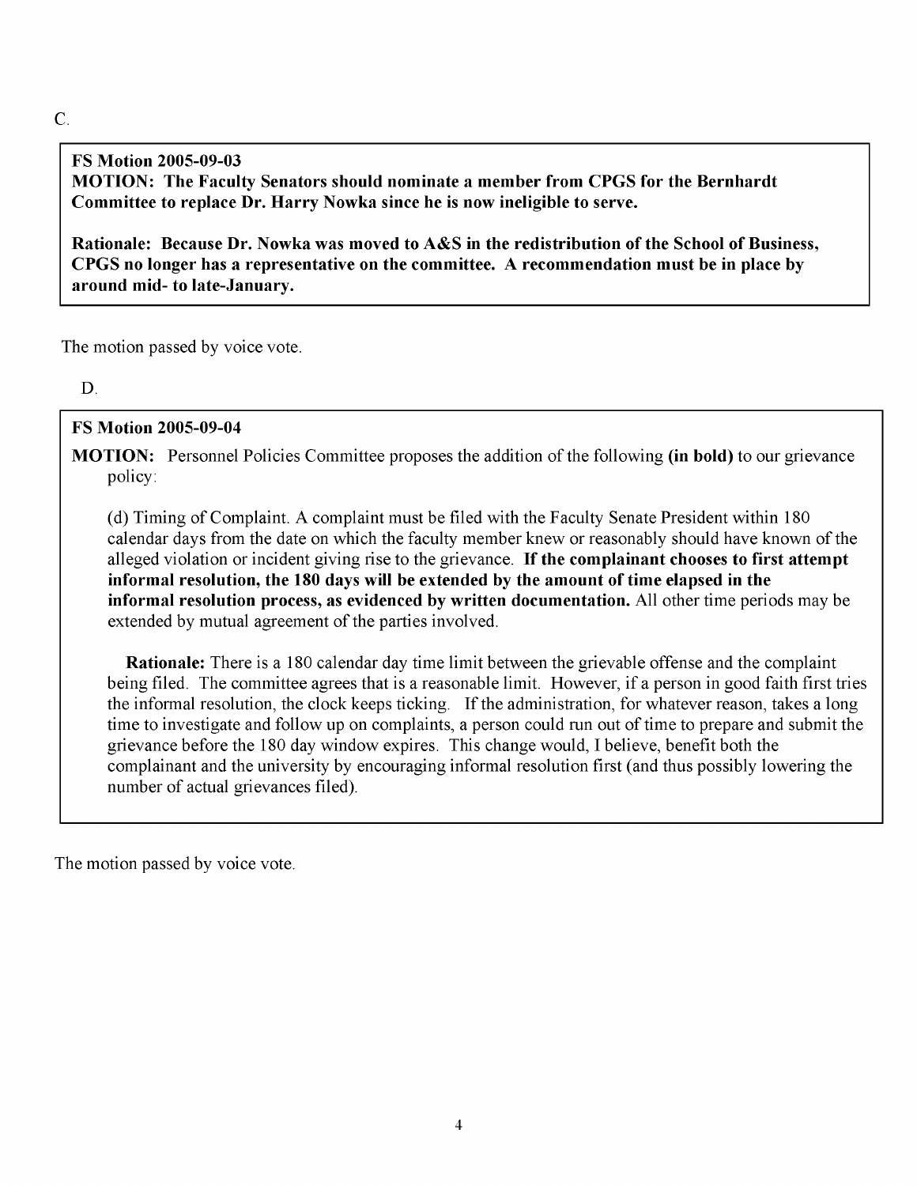C.

**FS Motion 2005-09-03**
**MOTION: The Faculty Senators should nominate a member from CPGS for the Bernhardt Committee to replace Dr. Harry Nowka since he is now ineligible to serve.**

**Rationale: Because Dr. Nowka was moved to A&S in the redistribution of the School of Business, CPGS no longer has a representative on the committee. A recommendation must be in place by around mid- to late-January.**

The motion passed by voice vote.

D.

**FS Motion 2005-09-04**

**MOTION:** Personnel Policies Committee proposes the addition of the following **(in bold)** to our grievance policy:

(d) Timing of Complaint. A complaint must be filed with the Faculty Senate President within 180 calendar days from the date on which the faculty member knew or reasonably should have known of the alleged violation or incident giving rise to the grievance. **If the complainant chooses to first attempt informal resolution, the 180 days will be extended by the amount of time elapsed in the informal resolution process, as evidenced by written documentation.** All other time periods may be extended by mutual agreement of the parties involved.

**Rationale:** There is a 180 calendar day time limit between the grievable offense and the complaint being filed. The committee agrees that is a reasonable limit. However, if a person in good faith first tries the informal resolution, the clock keeps ticking. If the administration, for whatever reason, takes a long time to investigate and follow up on complaints, a person could run out of time to prepare and submit the grievance before the 180 day window expires. This change would, I believe, benefit both the complainant and the university by encouraging informal resolution first (and thus possibly lowering the number of actual grievances filed).

The motion passed by voice vote.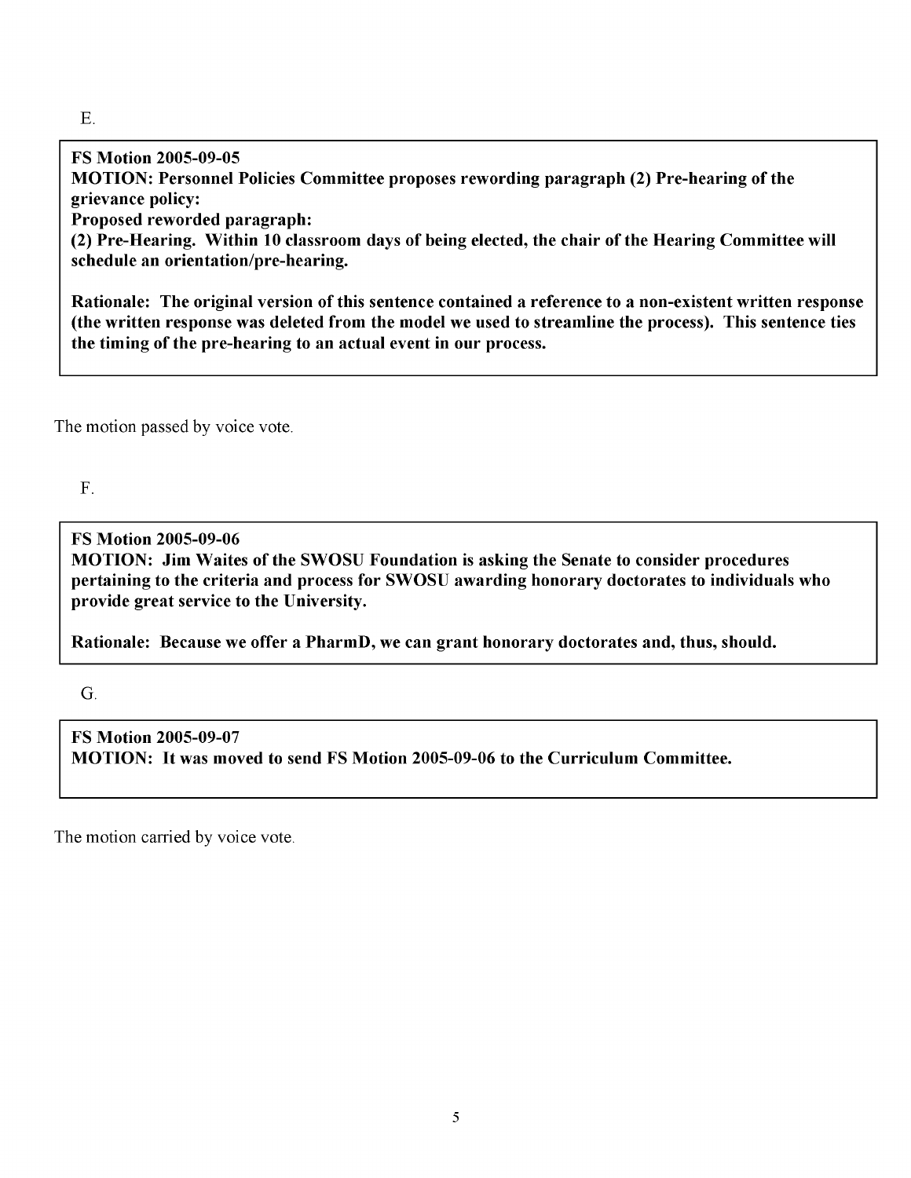E.

**FS Motion 2005-09-05**
**MOTION: Personnel Policies Committee proposes rewording paragraph (2) Pre-hearing of the grievance policy:**
**Proposed reworded paragraph:**
**(2) Pre-Hearing. Within 10 classroom days of being elected, the chair of the Hearing Committee will schedule an orientation/pre-hearing.**

**Rationale: The original version of this sentence contained a reference to a non-existent written response (the written response was deleted from the model we used to streamline the process). This sentence ties the timing of the pre-hearing to an actual event in our process.**

The motion passed by voice vote.

F.

**FS Motion 2005-09-06**
**MOTION: Jim Waites of the SWOSU Foundation is asking the Senate to consider procedures pertaining to the criteria and process for SWOSU awarding honorary doctorates to individuals who provide great service to the University.**

**Rationale: Because we offer a PharmD, we can grant honorary doctorates and, thus, should.**

G.

**FS Motion 2005-09-07**
**MOTION: It was moved to send FS Motion 2005-09-06 to the Curriculum Committee.**

The motion carried by voice vote.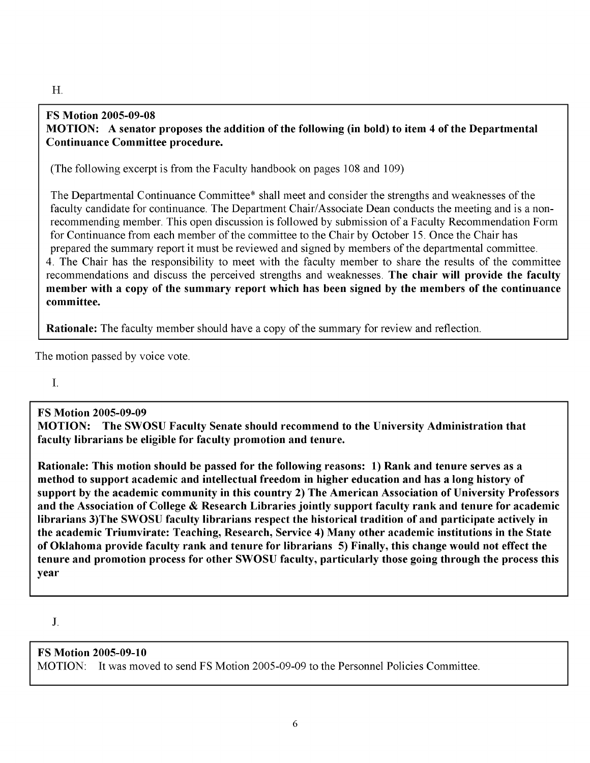H.

**FS Motion 2005-09-08**
**MOTION: A senator proposes the addition of the following (in bold) to item 4 of the Departmental Continuance Committee procedure.**

(The following excerpt is from the Faculty handbook on pages 108 and 109)

The Departmental Continuance Committee* shall meet and consider the strengths and weaknesses of the faculty candidate for continuance. The Department Chair/Associate Dean conducts the meeting and is a non-recommending member. This open discussion is followed by submission of a Faculty Recommendation Form for Continuance from each member of the committee to the Chair by October 15. Once the Chair has prepared the summary report it must be reviewed and signed by members of the departmental committee.

4. The Chair has the responsibility to meet with the faculty member to share the results of the committee recommendations and discuss the perceived strengths and weaknesses. **The chair will provide the faculty member with a copy of the summary report which has been signed by the members of the continuance committee.**

**Rationale:** The faculty member should have a copy of the summary for review and reflection.

The motion passed by voice vote.

I.

**FS Motion 2005-09-09**
**MOTION: The SWOSU Faculty Senate should recommend to the University Administration that faculty librarians be eligible for faculty promotion and tenure.**

**Rationale: This motion should be passed for the following reasons: 1) Rank and tenure serves as a method to support academic and intellectual freedom in higher education and has a long history of support by the academic community in this country 2) The American Association of University Professors and the Association of College & Research Libraries jointly support faculty rank and tenure for academic librarians 3)The SWOSU faculty librarians respect the historical tradition of and participate actively in the academic Triumvirate: Teaching, Research, Service 4) Many other academic institutions in the State of Oklahoma provide faculty rank and tenure for librarians 5) Finally, this change would not effect the tenure and promotion process for other SWOSU faculty, particularly those going through the process this year**

J.

**FS Motion 2005-09-10**
MOTION: It was moved to send FS Motion 2005-09-09 to the Personnel Policies Committee.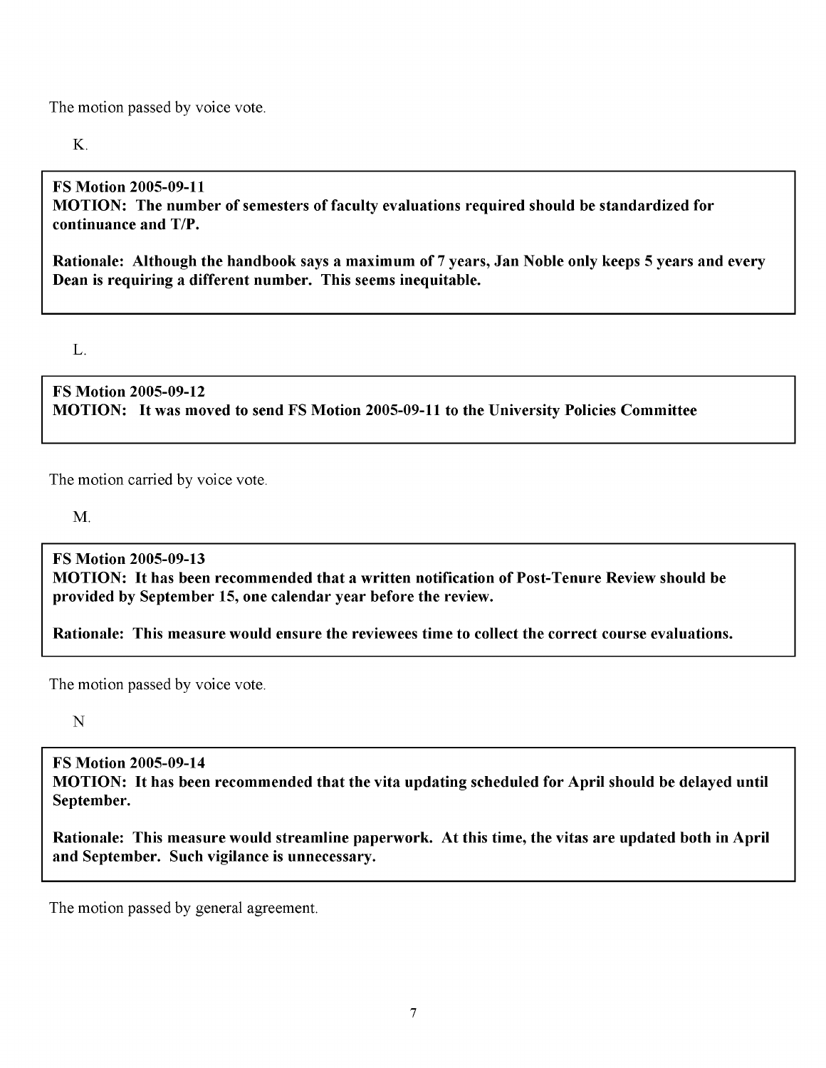The motion passed by voice vote.

K.

> **FS Motion 2005-09-11**
> **MOTION: The number of semesters of faculty evaluations required should be standardized for continuance and T/P.**
>
> **Rationale: Although the handbook says a maximum of 7 years, Jan Noble only keeps 5 years and every Dean is requiring a different number. This seems inequitable.**

L.

> **FS Motion 2005-09-12**
> **MOTION: It was moved to send FS Motion 2005-09-11 to the University Policies Committee**

The motion carried by voice vote.

M.

> **FS Motion 2005-09-13**
> **MOTION: It has been recommended that a written notification of Post-Tenure Review should be provided by September 15, one calendar year before the review.**
>
> **Rationale: This measure would ensure the reviewees time to collect the correct course evaluations.**

The motion passed by voice vote.

N

> **FS Motion 2005-09-14**
> **MOTION: It has been recommended that the vita updating scheduled for April should be delayed until September.**
>
> **Rationale: This measure would streamline paperwork. At this time, the vitas are updated both in April and September. Such vigilance is unnecessary.**

The motion passed by general agreement.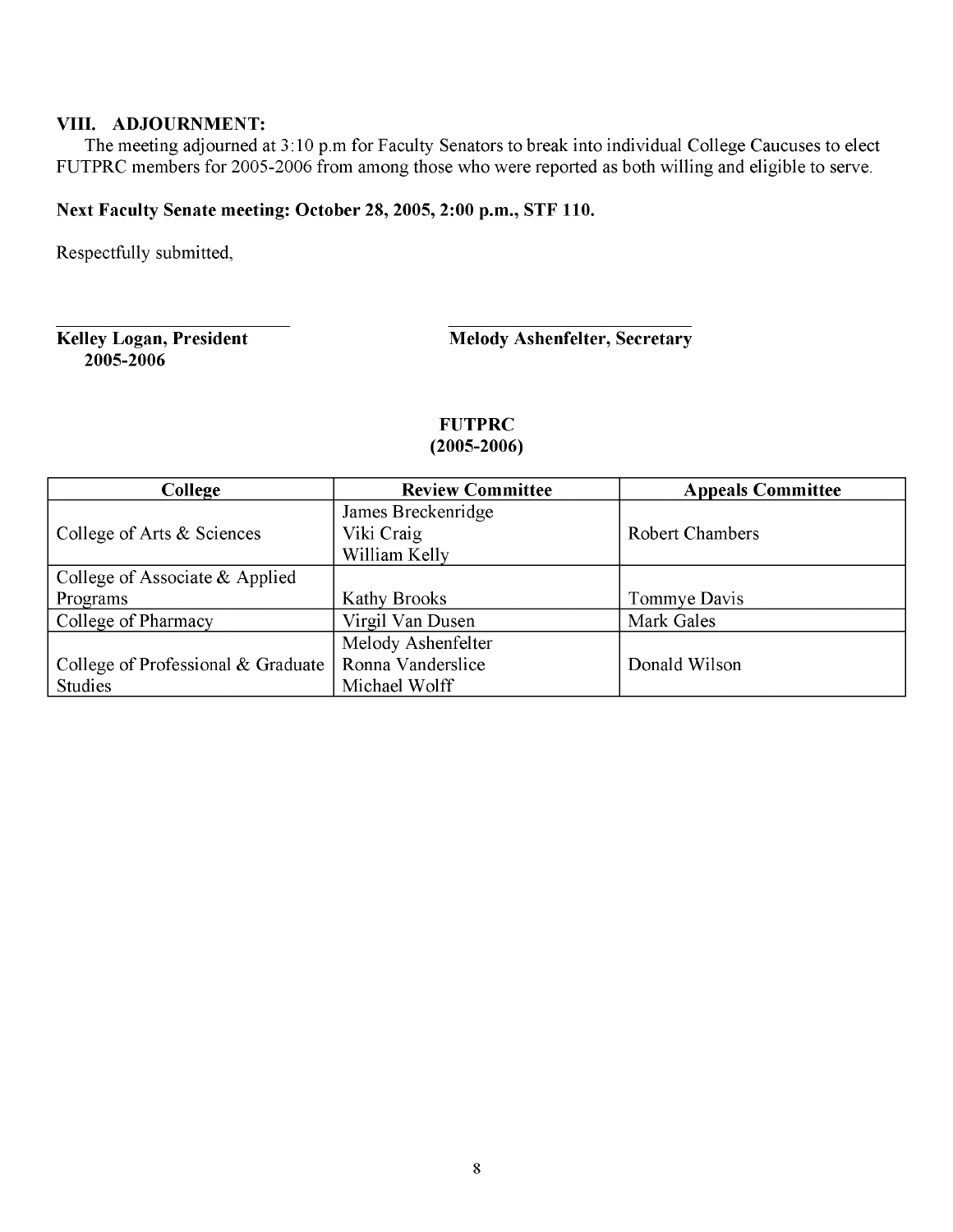### VIII. ADJOURNMENT:

The meeting adjourned at 3:10 p.m for Faculty Senators to break into individual College Caucuses to elect FUTPRC members for 2005-2006 from among those who were reported as both willing and eligible to serve.

**Next Faculty Senate meeting: October 28, 2005, 2:00 p.m., STF 110.**

Respectfully submitted,

**Kelley Logan, President**
**2005-2006**

**Melody Ashenfelter, Secretary**

**FUTPRC**
**(2005-2006)**

| College | Review Committee | Appeals Committee |
|---|---|---|
| College of Arts & Sciences | James Breckenridge<br>Viki Craig<br>William Kelly | Robert Chambers |
| College of Associate & Applied Programs | Kathy Brooks | Tommye Davis |
| College of Pharmacy | Virgil Van Dusen | Mark Gales |
| College of Professional & Graduate Studies | Melody Ashenfelter<br>Ronna Vanderslice<br>Michael Wolff | Donald Wilson |